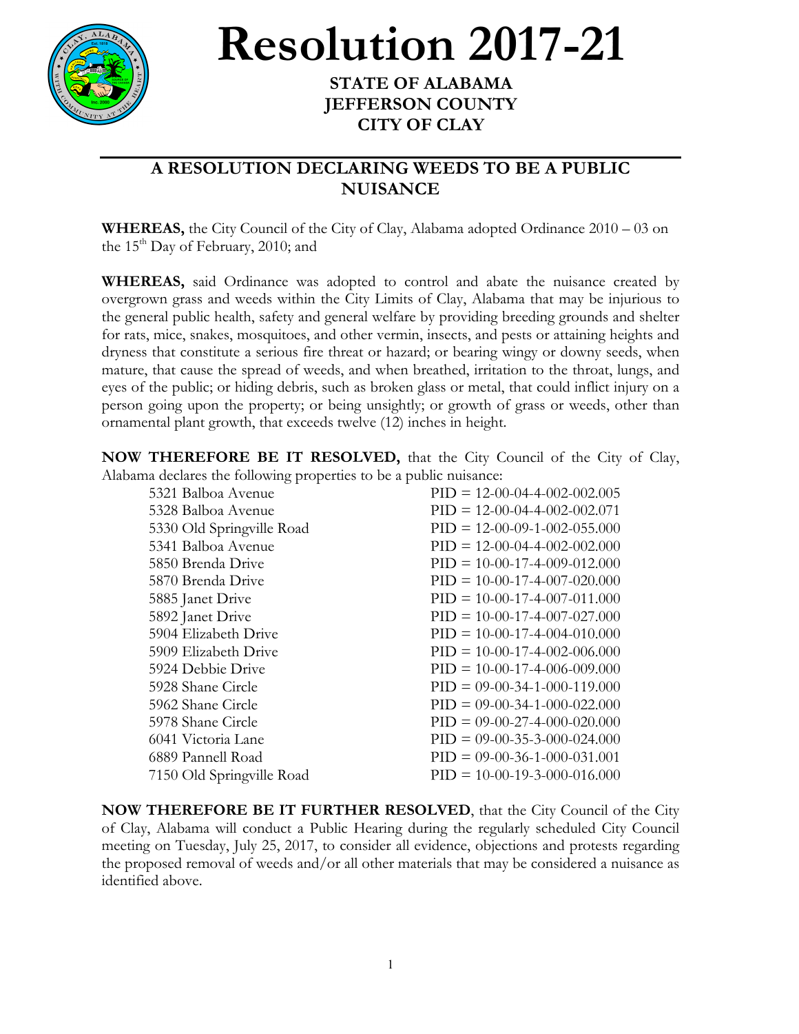# Resolution 2017-21

**STATE OF ALABAMA**
**JEFFERSON COUNTY**
**CITY OF CLAY**

## A RESOLUTION DECLARING WEEDS TO BE A PUBLIC NUISANCE

**WHEREAS,** the City Council of the City of Clay, Alabama adopted Ordinance 2010 – 03 on the 15th Day of February, 2010; and

**WHEREAS,** said Ordinance was adopted to control and abate the nuisance created by overgrown grass and weeds within the City Limits of Clay, Alabama that may be injurious to the general public health, safety and general welfare by providing breeding grounds and shelter for rats, mice, snakes, mosquitoes, and other vermin, insects, and pests or attaining heights and dryness that constitute a serious fire threat or hazard; or bearing wingy or downy seeds, when mature, that cause the spread of weeds, and when breathed, irritation to the throat, lungs, and eyes of the public; or hiding debris, such as broken glass or metal, that could inflict injury on a person going upon the property; or being unsightly; or growth of grass or weeds, other than ornamental plant growth, that exceeds twelve (12) inches in height.

**NOW THEREFORE BE IT RESOLVED,** that the City Council of the City of Clay, Alabama declares the following properties to be a public nuisance:

| | |
|---|---|
| 5321 Balboa Avenue | PID = 12-00-04-4-002-002.005 |
| 5328 Balboa Avenue | PID = 12-00-04-4-002-002.071 |
| 5330 Old Springville Road | PID = 12-00-09-1-002-055.000 |
| 5341 Balboa Avenue | PID = 12-00-04-4-002-002.000 |
| 5850 Brenda Drive | PID = 10-00-17-4-009-012.000 |
| 5870 Brenda Drive | PID = 10-00-17-4-007-020.000 |
| 5885 Janet Drive | PID = 10-00-17-4-007-011.000 |
| 5892 Janet Drive | PID = 10-00-17-4-007-027.000 |
| 5904 Elizabeth Drive | PID = 10-00-17-4-004-010.000 |
| 5909 Elizabeth Drive | PID = 10-00-17-4-002-006.000 |
| 5924 Debbie Drive | PID = 10-00-17-4-006-009.000 |
| 5928 Shane Circle | PID = 09-00-34-1-000-119.000 |
| 5962 Shane Circle | PID = 09-00-34-1-000-022.000 |
| 5978 Shane Circle | PID = 09-00-27-4-000-020.000 |
| 6041 Victoria Lane | PID = 09-00-35-3-000-024.000 |
| 6889 Pannell Road | PID = 09-00-36-1-000-031.001 |
| 7150 Old Springville Road | PID = 10-00-19-3-000-016.000 |

**NOW THEREFORE BE IT FURTHER RESOLVED**, that the City Council of the City of Clay, Alabama will conduct a Public Hearing during the regularly scheduled City Council meeting on Tuesday, July 25, 2017, to consider all evidence, objections and protests regarding the proposed removal of weeds and/or all other materials that may be considered a nuisance as identified above.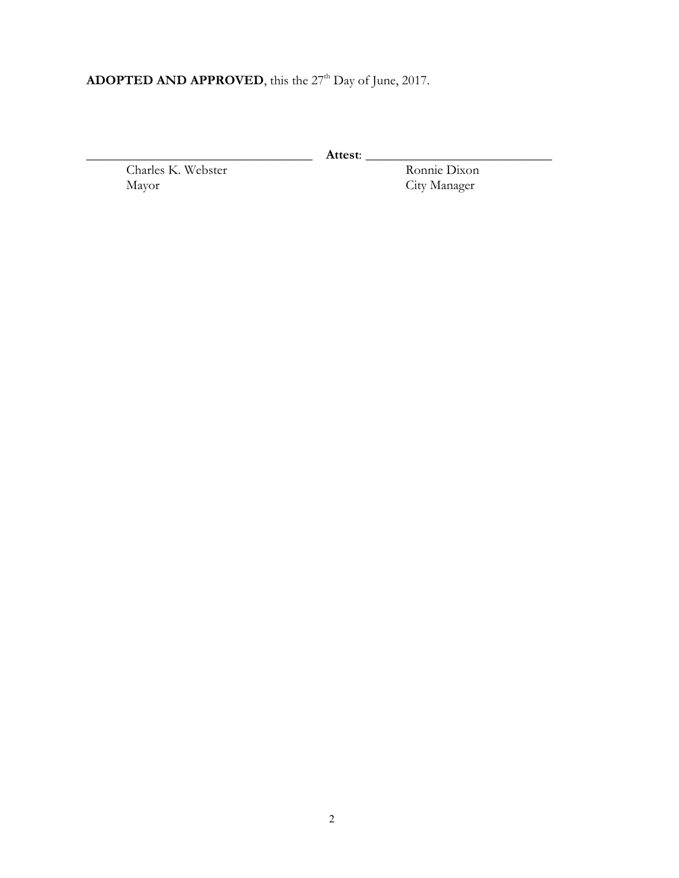**ADOPTED AND APPROVED**, this the 27th Day of June, 2017.

\_\_\_\_\_\_\_\_\_\_\_\_\_\_\_\_\_\_\_\_\_\_\_\_\_\_\_\_\_\_\_\_\_\_\_ **Attest**: \_\_\_\_\_\_\_\_\_\_\_\_\_\_\_\_\_\_\_\_\_\_\_\_\_\_\_\_\_\_

Charles K. Webster
Mayor

Ronnie Dixon
City Manager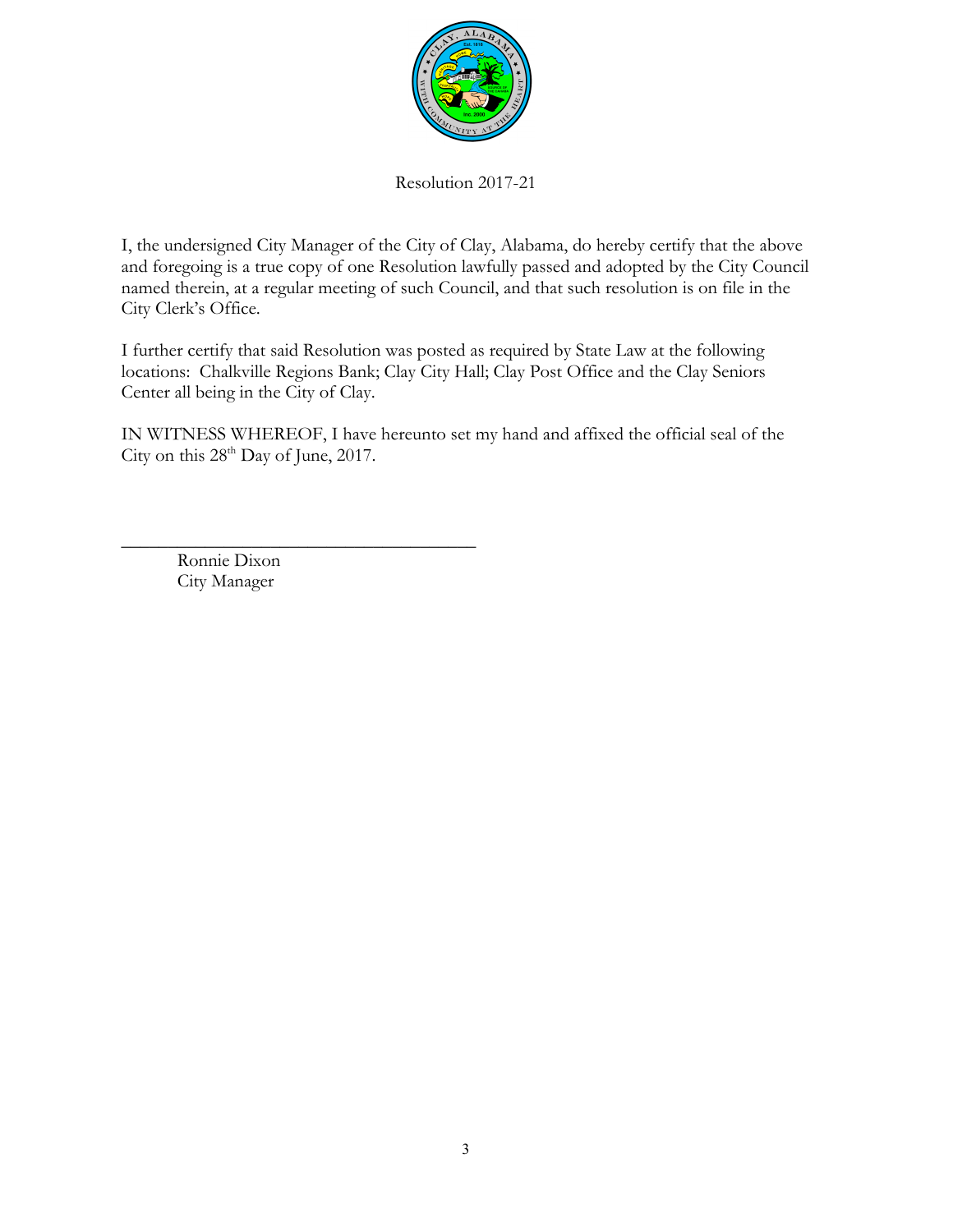Resolution 2017-21

I, the undersigned City Manager of the City of Clay, Alabama, do hereby certify that the above and foregoing is a true copy of one Resolution lawfully passed and adopted by the City Council named therein, at a regular meeting of such Council, and that such resolution is on file in the City Clerk's Office.

I further certify that said Resolution was posted as required by State Law at the following locations: Chalkville Regions Bank; Clay City Hall; Clay Post Office and the Clay Seniors Center all being in the City of Clay.

IN WITNESS WHEREOF, I have hereunto set my hand and affixed the official seal of the City on this 28th Day of June, 2017.

\_\_\_\_\_\_\_\_\_\_\_\_\_\_\_\_\_\_\_\_\_\_\_\_\_\_\_\_\_\_\_\_\_\_\_\_\_\_\_

Ronnie Dixon
City Manager